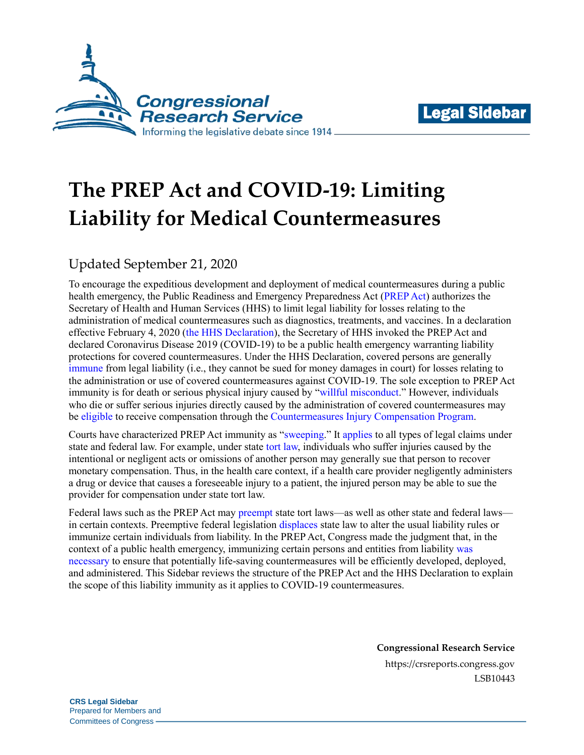# The PREP Act and COVID-19: Limiting Liability for Medical Countermeasures

Updated September 21, 2020

To encourage the expeditious development and deployment of medical countermeasures during a public health emergency, the Public Readiness and Emergency Preparedness Act (PREP Act) authorizes the Secretary of Health and Human Services (HHS) to limit legal liability for losses relating to the administration of medical countermeasures such as diagnostics, treatments, and vaccines. In a declaration effective February 4, 2020 (the HHS Declaration), the Secretary of HHS invoked the PREP Act and declared Coronavirus Disease 2019 (COVID-19) to be a public health emergency warranting liability protections for covered countermeasures. Under the HHS Declaration, covered persons are generally immune from legal liability (i.e., they cannot be sued for money damages in court) for losses relating to the administration or use of covered countermeasures against COVID-19. The sole exception to PREP Act immunity is for death or serious physical injury caused by "willful misconduct." However, individuals who die or suffer serious injuries directly caused by the administration of covered countermeasures may be eligible to receive compensation through the Countermeasures Injury Compensation Program.

Courts have characterized PREP Act immunity as "sweeping." It applies to all types of legal claims under state and federal law. For example, under state tort law, individuals who suffer injuries caused by the intentional or negligent acts or omissions of another person may generally sue that person to recover monetary compensation. Thus, in the health care context, if a health care provider negligently administers a drug or device that causes a foreseeable injury to a patient, the injured person may be able to sue the provider for compensation under state tort law.

Federal laws such as the PREP Act may preempt state tort laws—as well as other state and federal laws—in certain contexts. Preemptive federal legislation displaces state law to alter the usual liability rules or immunize certain individuals from liability. In the PREP Act, Congress made the judgment that, in the context of a public health emergency, immunizing certain persons and entities from liability was necessary to ensure that potentially life-saving countermeasures will be efficiently developed, deployed, and administered. This Sidebar reviews the structure of the PREP Act and the HHS Declaration to explain the scope of this liability immunity as it applies to COVID-19 countermeasures.

**Congressional Research Service**
https://crsreports.congress.gov
LSB10443

**CRS Legal Sidebar**
Prepared for Members and Committees of Congress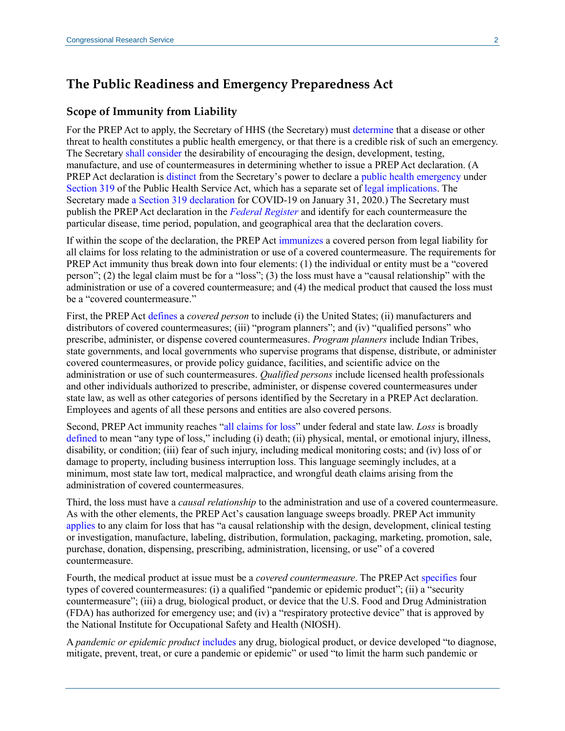## The Public Readiness and Emergency Preparedness Act

### Scope of Immunity from Liability

For the PREP Act to apply, the Secretary of HHS (the Secretary) must determine that a disease or other threat to health constitutes a public health emergency, or that there is a credible risk of such an emergency. The Secretary shall consider the desirability of encouraging the design, development, testing, manufacture, and use of countermeasures in determining whether to issue a PREP Act declaration. (A PREP Act declaration is distinct from the Secretary's power to declare a public health emergency under Section 319 of the Public Health Service Act, which has a separate set of legal implications. The Secretary made a Section 319 declaration for COVID-19 on January 31, 2020.) The Secretary must publish the PREP Act declaration in the *Federal Register* and identify for each countermeasure the particular disease, time period, population, and geographical area that the declaration covers.

If within the scope of the declaration, the PREP Act immunizes a covered person from legal liability for all claims for loss relating to the administration or use of a covered countermeasure. The requirements for PREP Act immunity thus break down into four elements: (1) the individual or entity must be a "covered person"; (2) the legal claim must be for a "loss"; (3) the loss must have a "causal relationship" with the administration or use of a covered countermeasure; and (4) the medical product that caused the loss must be a "covered countermeasure."

First, the PREP Act defines a *covered person* to include (i) the United States; (ii) manufacturers and distributors of covered countermeasures; (iii) "program planners"; and (iv) "qualified persons" who prescribe, administer, or dispense covered countermeasures. *Program planners* include Indian Tribes, state governments, and local governments who supervise programs that dispense, distribute, or administer covered countermeasures, or provide policy guidance, facilities, and scientific advice on the administration or use of such countermeasures. *Qualified persons* include licensed health professionals and other individuals authorized to prescribe, administer, or dispense covered countermeasures under state law, as well as other categories of persons identified by the Secretary in a PREP Act declaration. Employees and agents of all these persons and entities are also covered persons.

Second, PREP Act immunity reaches "all claims for loss" under federal and state law. *Loss* is broadly defined to mean "any type of loss," including (i) death; (ii) physical, mental, or emotional injury, illness, disability, or condition; (iii) fear of such injury, including medical monitoring costs; and (iv) loss of or damage to property, including business interruption loss. This language seemingly includes, at a minimum, most state law tort, medical malpractice, and wrongful death claims arising from the administration of covered countermeasures.

Third, the loss must have a *causal relationship* to the administration and use of a covered countermeasure. As with the other elements, the PREP Act's causation language sweeps broadly. PREP Act immunity applies to any claim for loss that has "a causal relationship with the design, development, clinical testing or investigation, manufacture, labeling, distribution, formulation, packaging, marketing, promotion, sale, purchase, donation, dispensing, prescribing, administration, licensing, or use" of a covered countermeasure.

Fourth, the medical product at issue must be a *covered countermeasure*. The PREP Act specifies four types of covered countermeasures: (i) a qualified "pandemic or epidemic product"; (ii) a "security countermeasure"; (iii) a drug, biological product, or device that the U.S. Food and Drug Administration (FDA) has authorized for emergency use; and (iv) a "respiratory protective device" that is approved by the National Institute for Occupational Safety and Health (NIOSH).

A *pandemic or epidemic product* includes any drug, biological product, or device developed "to diagnose, mitigate, prevent, treat, or cure a pandemic or epidemic" or used "to limit the harm such pandemic or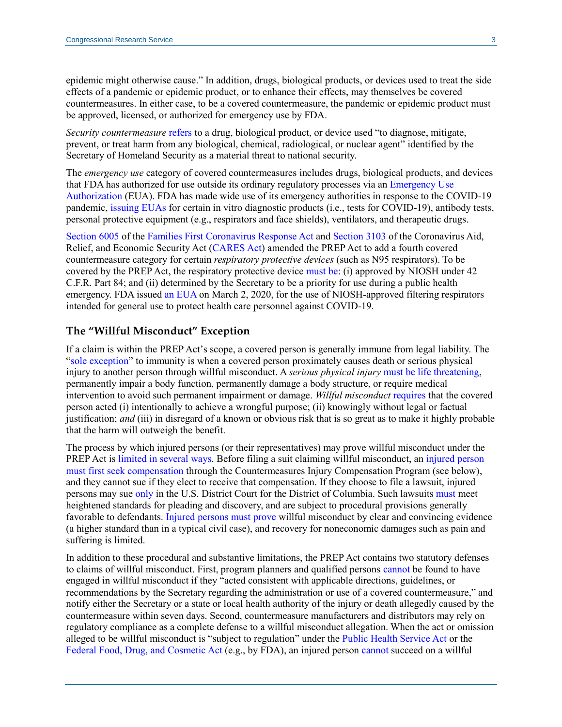epidemic might otherwise cause." In addition, drugs, biological products, or devices used to treat the side effects of a pandemic or epidemic product, or to enhance their effects, may themselves be covered countermeasures. In either case, to be a covered countermeasure, the pandemic or epidemic product must be approved, licensed, or authorized for emergency use by FDA.

*Security countermeasure* refers to a drug, biological product, or device used "to diagnose, mitigate, prevent, or treat harm from any biological, chemical, radiological, or nuclear agent" identified by the Secretary of Homeland Security as a material threat to national security.

The *emergency use* category of covered countermeasures includes drugs, biological products, and devices that FDA has authorized for use outside its ordinary regulatory processes via an Emergency Use Authorization (EUA). FDA has made wide use of its emergency authorities in response to the COVID-19 pandemic, issuing EUAs for certain in vitro diagnostic products (i.e., tests for COVID-19), antibody tests, personal protective equipment (e.g., respirators and face shields), ventilators, and therapeutic drugs.

Section 6005 of the Families First Coronavirus Response Act and Section 3103 of the Coronavirus Aid, Relief, and Economic Security Act (CARES Act) amended the PREP Act to add a fourth covered countermeasure category for certain *respiratory protective devices* (such as N95 respirators). To be covered by the PREP Act, the respiratory protective device must be: (i) approved by NIOSH under 42 C.F.R. Part 84; and (ii) determined by the Secretary to be a priority for use during a public health emergency. FDA issued an EUA on March 2, 2020, for the use of NIOSH-approved filtering respirators intended for general use to protect health care personnel against COVID-19.

## The "Willful Misconduct" Exception

If a claim is within the PREP Act's scope, a covered person is generally immune from legal liability. The "sole exception" to immunity is when a covered person proximately causes death or serious physical injury to another person through willful misconduct. A *serious physical injury* must be life threatening, permanently impair a body function, permanently damage a body structure, or require medical intervention to avoid such permanent impairment or damage. *Willful misconduct* requires that the covered person acted (i) intentionally to achieve a wrongful purpose; (ii) knowingly without legal or factual justification; *and* (iii) in disregard of a known or obvious risk that is so great as to make it highly probable that the harm will outweigh the benefit.

The process by which injured persons (or their representatives) may prove willful misconduct under the PREP Act is limited in several ways. Before filing a suit claiming willful misconduct, an injured person must first seek compensation through the Countermeasures Injury Compensation Program (see below), and they cannot sue if they elect to receive that compensation. If they choose to file a lawsuit, injured persons may sue only in the U.S. District Court for the District of Columbia. Such lawsuits must meet heightened standards for pleading and discovery, and are subject to procedural provisions generally favorable to defendants. Injured persons must prove willful misconduct by clear and convincing evidence (a higher standard than in a typical civil case), and recovery for noneconomic damages such as pain and suffering is limited.

In addition to these procedural and substantive limitations, the PREP Act contains two statutory defenses to claims of willful misconduct. First, program planners and qualified persons cannot be found to have engaged in willful misconduct if they "acted consistent with applicable directions, guidelines, or recommendations by the Secretary regarding the administration or use of a covered countermeasure," and notify either the Secretary or a state or local health authority of the injury or death allegedly caused by the countermeasure within seven days. Second, countermeasure manufacturers and distributors may rely on regulatory compliance as a complete defense to a willful misconduct allegation. When the act or omission alleged to be willful misconduct is "subject to regulation" under the Public Health Service Act or the Federal Food, Drug, and Cosmetic Act (e.g., by FDA), an injured person cannot succeed on a willful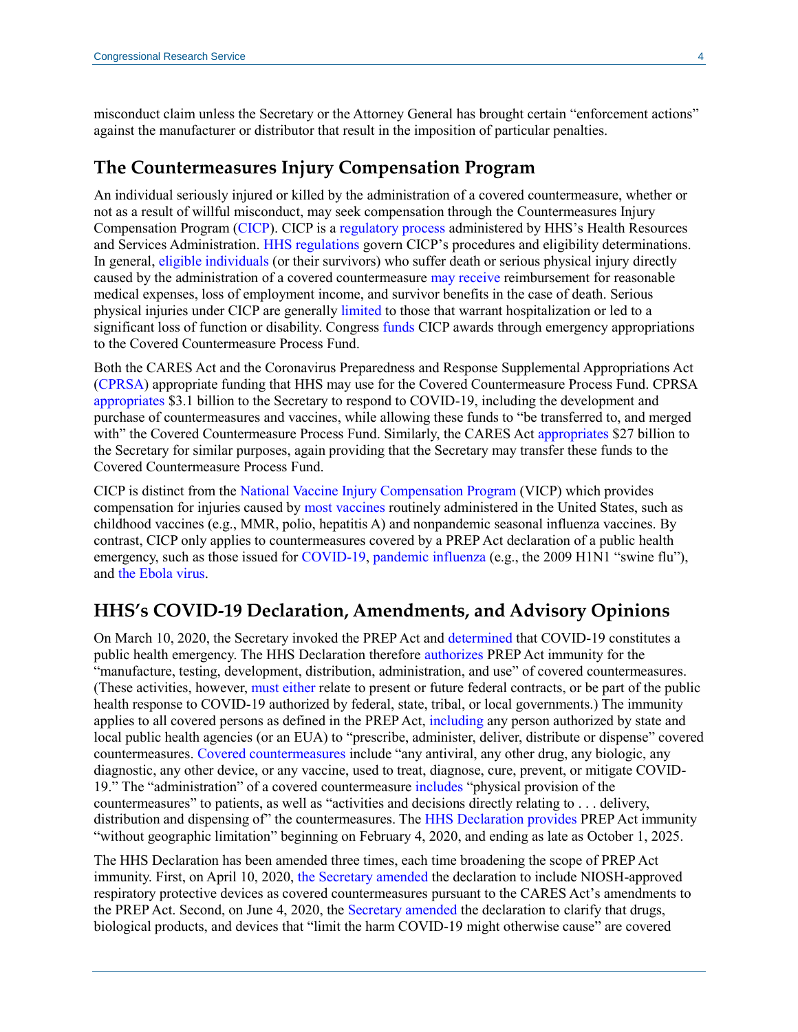misconduct claim unless the Secretary or the Attorney General has brought certain "enforcement actions" against the manufacturer or distributor that result in the imposition of particular penalties.

## The Countermeasures Injury Compensation Program

An individual seriously injured or killed by the administration of a covered countermeasure, whether or not as a result of willful misconduct, may seek compensation through the Countermeasures Injury Compensation Program (CICP). CICP is a regulatory process administered by HHS's Health Resources and Services Administration. HHS regulations govern CICP's procedures and eligibility determinations. In general, eligible individuals (or their survivors) who suffer death or serious physical injury directly caused by the administration of a covered countermeasure may receive reimbursement for reasonable medical expenses, loss of employment income, and survivor benefits in the case of death. Serious physical injuries under CICP are generally limited to those that warrant hospitalization or led to a significant loss of function or disability. Congress funds CICP awards through emergency appropriations to the Covered Countermeasure Process Fund.

Both the CARES Act and the Coronavirus Preparedness and Response Supplemental Appropriations Act (CPRSA) appropriate funding that HHS may use for the Covered Countermeasure Process Fund. CPRSA appropriates $3.1 billion to the Secretary to respond to COVID-19, including the development and purchase of countermeasures and vaccines, while allowing these funds to "be transferred to, and merged with" the Covered Countermeasure Process Fund. Similarly, the CARES Act appropriates $27 billion to the Secretary for similar purposes, again providing that the Secretary may transfer these funds to the Covered Countermeasure Process Fund.

CICP is distinct from the National Vaccine Injury Compensation Program (VICP) which provides compensation for injuries caused by most vaccines routinely administered in the United States, such as childhood vaccines (e.g., MMR, polio, hepatitis A) and nonpandemic seasonal influenza vaccines. By contrast, CICP only applies to countermeasures covered by a PREP Act declaration of a public health emergency, such as those issued for COVID-19, pandemic influenza (e.g., the 2009 H1N1 "swine flu"), and the Ebola virus.

## HHS's COVID-19 Declaration, Amendments, and Advisory Opinions

On March 10, 2020, the Secretary invoked the PREP Act and determined that COVID-19 constitutes a public health emergency. The HHS Declaration therefore authorizes PREP Act immunity for the "manufacture, testing, development, distribution, administration, and use" of covered countermeasures. (These activities, however, must either relate to present or future federal contracts, or be part of the public health response to COVID-19 authorized by federal, state, tribal, or local governments.) The immunity applies to all covered persons as defined in the PREP Act, including any person authorized by state and local public health agencies (or an EUA) to "prescribe, administer, deliver, distribute or dispense" covered countermeasures. Covered countermeasures include "any antiviral, any other drug, any biologic, any diagnostic, any other device, or any vaccine, used to treat, diagnose, cure, prevent, or mitigate COVID-19." The "administration" of a covered countermeasure includes "physical provision of the countermeasures" to patients, as well as "activities and decisions directly relating to . . . delivery, distribution and dispensing of" the countermeasures. The HHS Declaration provides PREP Act immunity "without geographic limitation" beginning on February 4, 2020, and ending as late as October 1, 2025.

The HHS Declaration has been amended three times, each time broadening the scope of PREP Act immunity. First, on April 10, 2020, the Secretary amended the declaration to include NIOSH-approved respiratory protective devices as covered countermeasures pursuant to the CARES Act's amendments to the PREP Act. Second, on June 4, 2020, the Secretary amended the declaration to clarify that drugs, biological products, and devices that "limit the harm COVID-19 might otherwise cause" are covered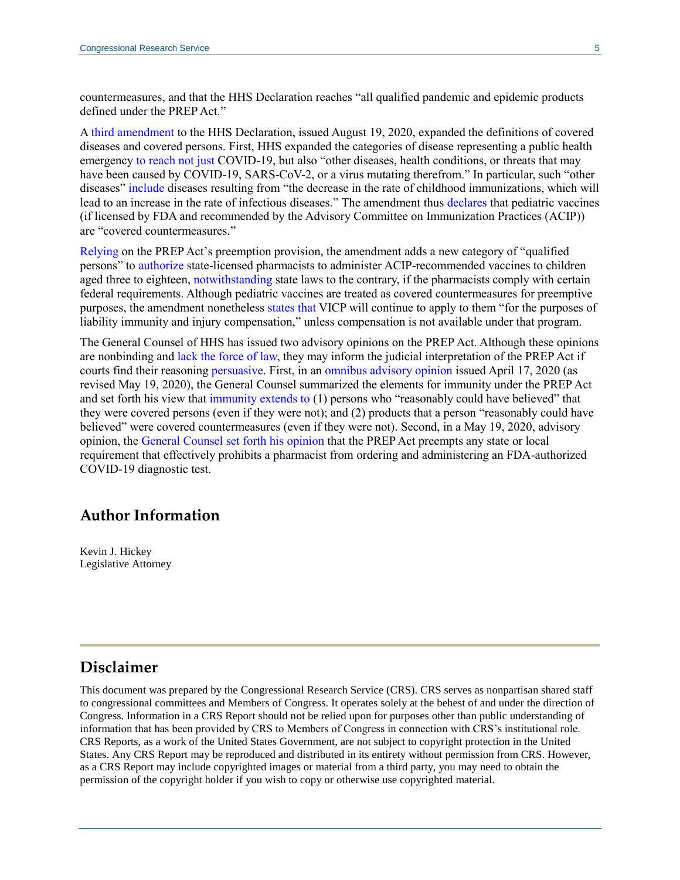countermeasures, and that the HHS Declaration reaches "all qualified pandemic and epidemic products defined under the PREP Act."

A third amendment to the HHS Declaration, issued August 19, 2020, expanded the definitions of covered diseases and covered persons. First, HHS expanded the categories of disease representing a public health emergency to reach not just COVID-19, but also "other diseases, health conditions, or threats that may have been caused by COVID-19, SARS-CoV-2, or a virus mutating therefrom." In particular, such "other diseases" include diseases resulting from "the decrease in the rate of childhood immunizations, which will lead to an increase in the rate of infectious diseases." The amendment thus declares that pediatric vaccines (if licensed by FDA and recommended by the Advisory Committee on Immunization Practices (ACIP)) are "covered countermeasures."

Relying on the PREP Act's preemption provision, the amendment adds a new category of "qualified persons" to authorize state-licensed pharmacists to administer ACIP-recommended vaccines to children aged three to eighteen, notwithstanding state laws to the contrary, if the pharmacists comply with certain federal requirements. Although pediatric vaccines are treated as covered countermeasures for preemptive purposes, the amendment nonetheless states that VICP will continue to apply to them "for the purposes of liability immunity and injury compensation," unless compensation is not available under that program.

The General Counsel of HHS has issued two advisory opinions on the PREP Act. Although these opinions are nonbinding and lack the force of law, they may inform the judicial interpretation of the PREP Act if courts find their reasoning persuasive. First, in an omnibus advisory opinion issued April 17, 2020 (as revised May 19, 2020), the General Counsel summarized the elements for immunity under the PREP Act and set forth his view that immunity extends to (1) persons who "reasonably could have believed" that they were covered persons (even if they were not); and (2) products that a person "reasonably could have believed" were covered countermeasures (even if they were not). Second, in a May 19, 2020, advisory opinion, the General Counsel set forth his opinion that the PREP Act preempts any state or local requirement that effectively prohibits a pharmacist from ordering and administering an FDA-authorized COVID-19 diagnostic test.

## Author Information

Kevin J. Hickey
Legislative Attorney

## Disclaimer

This document was prepared by the Congressional Research Service (CRS). CRS serves as nonpartisan shared staff to congressional committees and Members of Congress. It operates solely at the behest of and under the direction of Congress. Information in a CRS Report should not be relied upon for purposes other than public understanding of information that has been provided by CRS to Members of Congress in connection with CRS's institutional role. CRS Reports, as a work of the United States Government, are not subject to copyright protection in the United States. Any CRS Report may be reproduced and distributed in its entirety without permission from CRS. However, as a CRS Report may include copyrighted images or material from a third party, you may need to obtain the permission of the copyright holder if you wish to copy or otherwise use copyrighted material.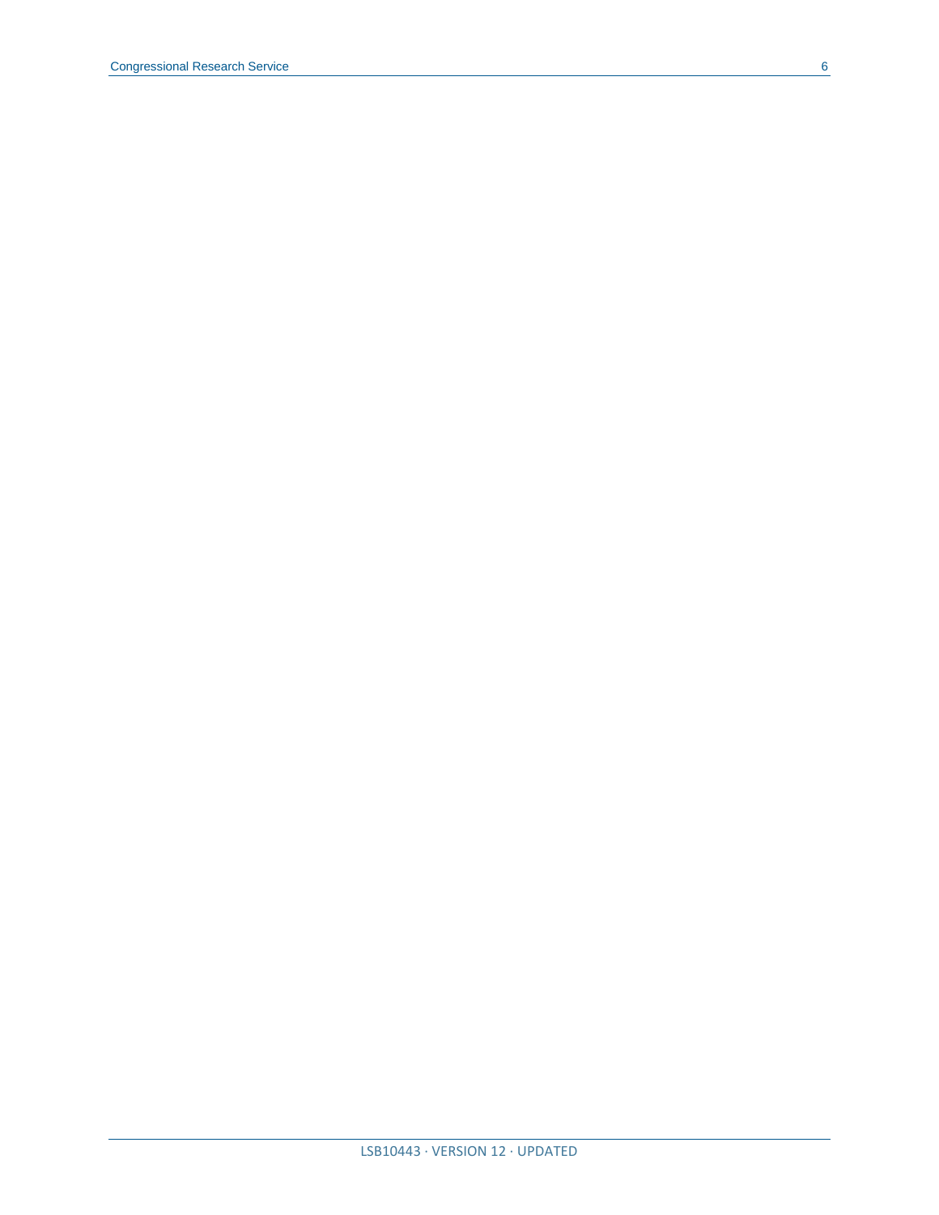LSB10443 · VERSION 12 · UPDATED